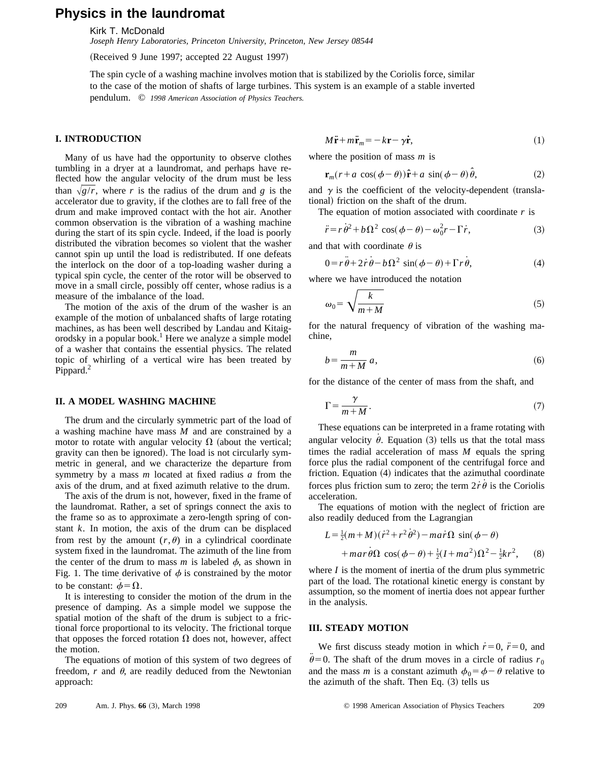# Physics in the laundromat

Kirk T. McDonald

*Joseph Henry Laboratories, Princeton University, Princeton, New Jersey 08544*

(Received 9 June 1997; accepted 22 August 1997)

The spin cycle of a washing machine involves motion that is stabilized by the Coriolis force, similar to the case of the motion of shafts of large turbines. This system is an example of a stable inverted pendulum. © *1998 American Association of Physics Teachers.*

## I. INTRODUCTION

Many of us have had the opportunity to observe clothes tumbling in a dryer at a laundromat, and perhaps have reflected how the angular velocity of the drum must be less than $\sqrt{g/r}$, where $r$ is the radius of the drum and $g$ is the accelerator due to gravity, if the clothes are to fall free of the drum and make improved contact with the hot air. Another common observation is the vibration of a washing machine during the start of its spin cycle. Indeed, if the load is poorly distributed the vibration becomes so violent that the washer cannot spin up until the load is redistributed. If one defeats the interlock on the door of a top-loading washer during a typical spin cycle, the center of the rotor will be observed to move in a small circle, possibly off center, whose radius is a measure of the imbalance of the load.

The motion of the axis of the drum of the washer is an example of the motion of unbalanced shafts of large rotating machines, as has been well described by Landau and Kitaigorodsky in a popular book.[1] Here we analyze a simple model of a washer that contains the essential physics. The related topic of whirling of a vertical wire has been treated by Pippard.[2]

## II. A MODEL WASHING MACHINE

The drum and the circularly symmetric part of the load of a washing machine have mass $M$ and are constrained by a motor to rotate with angular velocity $\Omega$ (about the vertical; gravity can then be ignored). The load is not circularly symmetric in general, and we characterize the departure from symmetry by a mass $m$ located at fixed radius $a$ from the axis of the drum, and at fixed azimuth relative to the drum.

The axis of the drum is not, however, fixed in the frame of the laundromat. Rather, a set of springs connect the axis to the frame so as to approximate a zero-length spring of constant $k$. In motion, the axis of the drum can be displaced from rest by the amount $(r,\theta)$ in a cylindrical coordinate system fixed in the laundromat. The azimuth of the line from the center of the drum to mass $m$ is labeled $\phi$, as shown in Fig. 1. The time derivative of $\phi$ is constrained by the motor to be constant: $\dot{\phi}=\Omega$.

It is interesting to consider the motion of the drum in the presence of damping. As a simple model we suppose the spatial motion of the shaft of the drum is subject to a frictional force proportional to its velocity. The frictional torque that opposes the forced rotation $\Omega$ does not, however, affect the motion.

The equations of motion of this system of two degrees of freedom, $r$ and $\theta$, are readily deduced from the Newtonian approach:

$$M\ddot{\mathbf{r}}+m\ddot{\mathbf{r}}_m=-k\mathbf{r}-\gamma\dot{\mathbf{r}}, \tag{1}$$

where the position of mass $m$ is

$$\mathbf{r}_m(r+a\,\cos(\phi-\theta))\hat{\mathbf{r}}+a\,\sin(\phi-\theta)\hat{\theta}, \tag{2}$$

and $\gamma$ is the coefficient of the velocity-dependent (translational) friction on the shaft of the drum.

The equation of motion associated with coordinate $r$ is

$$\ddot{r}=r\dot{\theta}^2+b\Omega^2\,\cos(\phi-\theta)-\omega_0^2 r-\Gamma\dot{r}, \tag{3}$$

and that with coordinate $\theta$ is

$$0=r\ddot{\theta}+2\dot{r}\dot{\theta}-b\Omega^2\,\sin(\phi-\theta)+\Gamma r\dot{\theta}, \tag{4}$$

where we have introduced the notation

$$\omega_0=\sqrt{\frac{k}{m+M}} \tag{5}$$

for the natural frequency of vibration of the washing machine,

$$b=\frac{m}{m+M}\,a, \tag{6}$$

for the distance of the center of mass from the shaft, and

$$\Gamma=\frac{\gamma}{m+M}. \tag{7}$$

These equations can be interpreted in a frame rotating with angular velocity $\dot{\theta}$. Equation (3) tells us that the total mass times the radial acceleration of mass $M$ equals the spring force plus the radial component of the centrifugal force and friction. Equation (4) indicates that the azimuthal coordinate forces plus friction sum to zero; the term $2\dot{r}\dot{\theta}$ is the Coriolis acceleration.

The equations of motion with the neglect of friction are also readily deduced from the Lagrangian

$$L=\tfrac{1}{2}(m+M)(\dot{r}^2+r^2\dot{\theta}^2)-ma\dot{r}\Omega\,\sin(\phi-\theta)+mar\dot{\theta}\Omega\,\cos(\phi-\theta)+\tfrac{1}{2}(I+ma^2)\Omega^2-\tfrac{1}{2}kr^2, \tag{8}$$

where $I$ is the moment of inertia of the drum plus symmetric part of the load. The rotational kinetic energy is constant by assumption, so the moment of inertia does not appear further in the analysis.

## III. STEADY MOTION

We first discuss steady motion in which $\dot{r}=0$, $\ddot{r}=0$, and $\ddot{\theta}=0$. The shaft of the drum moves in a circle of radius $r_0$ and the mass $m$ is a constant azimuth $\phi_0=\phi-\theta$ relative to the azimuth of the shaft. Then Eq. (3) tells us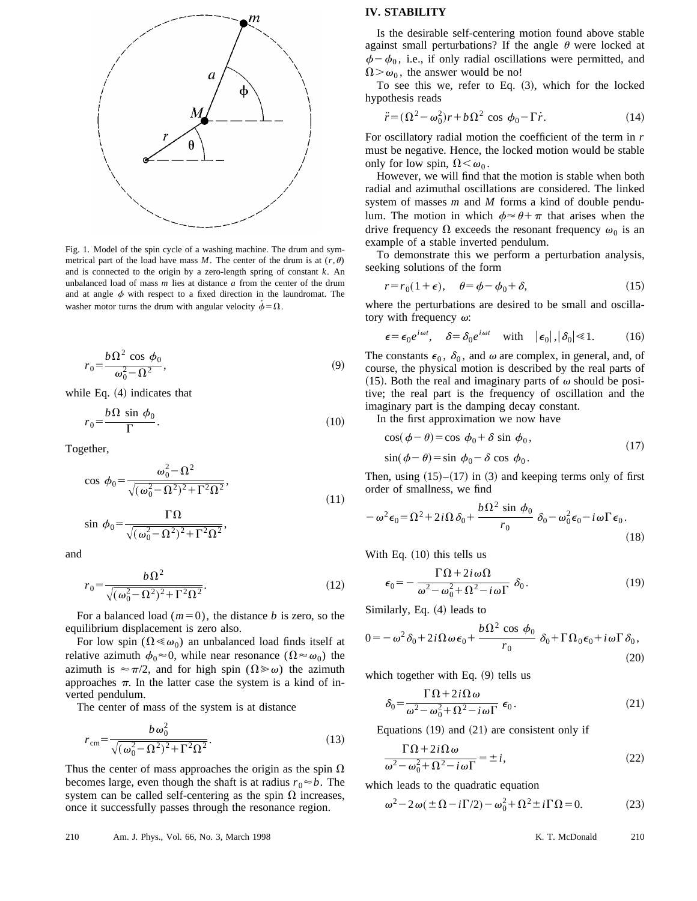Fig. 1. Model of the spin cycle of a washing machine. The drum and symmetrical part of the load have mass $M$. The center of the drum is at $(r,\theta)$ and is connected to the origin by a zero-length spring of constant $k$. An unbalanced load of mass $m$ lies at distance $a$ from the center of the drum and at angle $\phi$ with respect to a fixed direction in the laundromat. The washer motor turns the drum with angular velocity $\dot{\phi}=\Omega$.

$$r_0=\frac{b\Omega^2\cos\phi_0}{\omega_0^2-\Omega^2}, \tag{9}$$

while Eq. (4) indicates that

$$r_0=\frac{b\Omega\sin\phi_0}{\Gamma}. \tag{10}$$

Together,

$$\cos\phi_0=\frac{\omega_0^2-\Omega^2}{\sqrt{(\omega_0^2-\Omega^2)^2+\Gamma^2\Omega^2}},$$
$$\sin\phi_0=\frac{\Gamma\Omega}{\sqrt{(\omega_0^2-\Omega^2)^2+\Gamma^2\Omega^2}}, \tag{11}$$

and

$$r_0=\frac{b\Omega^2}{\sqrt{(\omega_0^2-\Omega^2)^2+\Gamma^2\Omega^2}}. \tag{12}$$

For a balanced load $(m=0)$, the distance $b$ is zero, so the equilibrium displacement is zero also.

For low spin $(\Omega\ll\omega_0)$ an unbalanced load finds itself at relative azimuth $\phi_0\approx 0$, while near resonance $(\Omega\approx\omega_0)$ the azimuth is $\approx\pi/2$, and for high spin $(\Omega\gg\omega)$ the azimuth approaches $\pi$. In the latter case the system is a kind of inverted pendulum.

The center of mass of the system is at distance

$$r_{\mathrm{cm}}=\frac{b\omega_0^2}{\sqrt{(\omega_0^2-\Omega^2)^2+\Gamma^2\Omega^2}}. \tag{13}$$

Thus the center of mass approaches the origin as the spin $\Omega$ becomes large, even though the shaft is at radius $r_0\approx b$. The system can be called self-centering as the spin $\Omega$ increases, once it successfully passes through the resonance region.

## IV. STABILITY

Is the desirable self-centering motion found above stable against small perturbations? If the angle $\theta$ were locked at $\phi-\phi_0$, i.e., if only radial oscillations were permitted, and $\Omega>\omega_0$, the answer would be no!

To see this we, refer to Eq. (3), which for the locked hypothesis reads

$$\ddot{r}=(\Omega^2-\omega_0^2)r+b\Omega^2\cos\phi_0-\Gamma\dot{r}. \tag{14}$$

For oscillatory radial motion the coefficient of the term in $r$ must be negative. Hence, the locked motion would be stable only for low spin, $\Omega<\omega_0$.

However, we will find that the motion is stable when both radial and azimuthal oscillations are considered. The linked system of masses $m$ and $M$ forms a kind of double pendulum. The motion in which $\phi\approx\theta+\pi$ that arises when the drive frequency $\Omega$ exceeds the resonant frequency $\omega_0$ is an example of a stable inverted pendulum.

To demonstrate this we perform a perturbation analysis, seeking solutions of the form

$$r=r_0(1+\epsilon),\quad \theta=\phi-\phi_0+\delta, \tag{15}$$

where the perturbations are desired to be small and oscillatory with frequency $\omega$:

$$\epsilon=\epsilon_0 e^{i\omega t},\quad \delta=\delta_0 e^{i\omega t}\quad\text{with}\quad |\epsilon_0|,|\delta_0|\ll 1. \tag{16}$$

The constants $\epsilon_0$, $\delta_0$, and $\omega$ are complex, in general, and, of course, the physical motion is described by the real parts of (15). Both the real and imaginary parts of $\omega$ should be positive; the real part is the frequency of oscillation and the imaginary part is the damping decay constant.

In the first approximation we now have

$$\cos(\phi-\theta)=\cos\phi_0+\delta\sin\phi_0,$$
$$\sin(\phi-\theta)=\sin\phi_0-\delta\cos\phi_0. \tag{17}$$

Then, using (15)–(17) in (3) and keeping terms only of first order of smallness, we find

$$-\omega^2\epsilon_0=\Omega^2+2i\Omega\delta_0+\frac{b\Omega^2\sin\phi_0}{r_0}\delta_0-\omega_0^2\epsilon_0-i\omega\Gamma\epsilon_0. \tag{18}$$

With Eq. (10) this tells us

$$\epsilon_0=-\frac{\Gamma\Omega+2i\omega\Omega}{\omega^2-\omega_0^2+\Omega^2-i\omega\Gamma}\delta_0. \tag{19}$$

Similarly, Eq. (4) leads to

$$0=-\omega^2\delta_0+2i\Omega\omega\epsilon_0+\frac{b\Omega^2\cos\phi_0}{r_0}\delta_0+\Gamma\Omega_0\epsilon_0+i\omega\Gamma\delta_0, \tag{20}$$

which together with Eq. (9) tells us

$$\delta_0=\frac{\Gamma\Omega+2i\Omega\omega}{\omega^2-\omega_0^2+\Omega^2-i\omega\Gamma}\epsilon_0. \tag{21}$$

Equations (19) and (21) are consistent only if

$$\frac{\Gamma\Omega+2i\Omega\omega}{\omega^2-\omega_0^2+\Omega^2-i\omega\Gamma}=\pm i, \tag{22}$$

which leads to the quadratic equation

$$\omega^2-2\omega(\pm\Omega-i\Gamma/2)-\omega_0^2+\Omega^2\pm i\Gamma\Omega=0. \tag{23}$$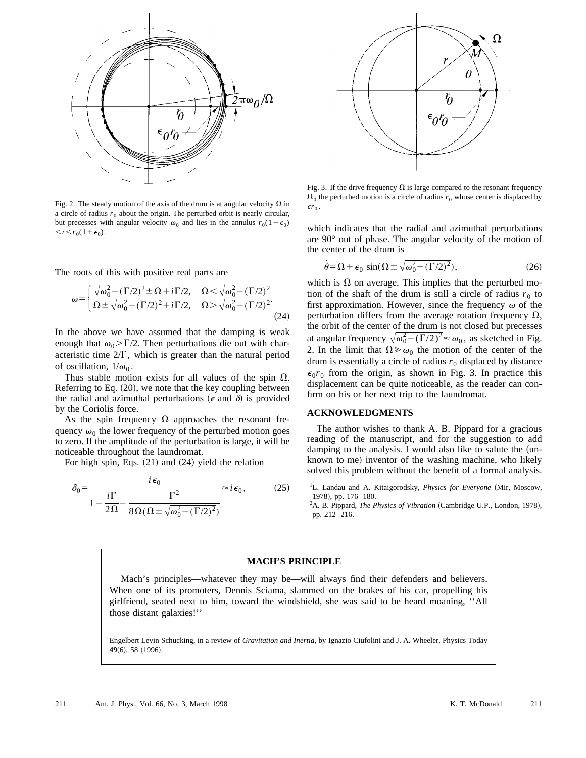Fig. 2. The steady motion of the axis of the drum is at angular velocity $\Omega$ in a circle of radius $r_0$ about the origin. The perturbed orbit is nearly circular, but precesses with angular velocity $\omega_0$ and lies in the annulus $r_0(1-\epsilon_0) < r < r_0(1+\epsilon_0)$.

The roots of this with positive real parts are

$$\omega = \begin{cases} \sqrt{\omega_0^2 - (\Gamma/2)^2} \pm \Omega + i\Gamma/2, & \Omega < \sqrt{\omega_0^2 - (\Gamma/2)^2} \\ \Omega \pm \sqrt{\omega_0^2 - (\Gamma/2)^2} + i\Gamma/2, & \Omega > \sqrt{\omega_0^2 - (\Gamma/2)^2}. \end{cases} \tag{24}$$

In the above we have assumed that the damping is weak enough that $\omega_0 > \Gamma/2$. Then perturbations die out with characteristic time $2/\Gamma$, which is greater than the natural period of oscillation, $1/\omega_0$.

Thus stable motion exists for all values of the spin $\Omega$. Referring to Eq. (20), we note that the key coupling between the radial and azimuthal perturbations ($\epsilon$ and $\delta$) is provided by the Coriolis force.

As the spin frequency $\Omega$ approaches the resonant frequency $\omega_0$ the lower frequency of the perturbed motion goes to zero. If the amplitude of the perturbation is large, it will be noticeable throughout the laundromat.

For high spin, Eqs. (21) and (24) yield the relation

$$\delta_0 = \frac{i\epsilon_0}{1 - \dfrac{i\Gamma}{2\Omega} - \dfrac{\Gamma^2}{8\Omega(\Omega \pm \sqrt{\omega_0^2 - (\Gamma/2)^2})}} \approx i\epsilon_0, \tag{25}$$

Fig. 3. If the drive frequency $\Omega$ is large compared to the resonant frequency $\Omega_0$ the perturbed motion is a circle of radius $r_0$ whose center is displaced by $\epsilon r_0$.

which indicates that the radial and azimuthal perturbations are 90° out of phase. The angular velocity of the motion of the center of the drum is

$$\dot{\theta} = \Omega + \epsilon_0 \sin(\Omega \pm \sqrt{\omega_0^2 - (\Gamma/2)^2}), \tag{26}$$

which is $\Omega$ on average. This implies that the perturbed motion of the shaft of the drum is still a circle of radius $r_0$ to first approximation. However, since the frequency $\omega$ of the perturbation differs from the average rotation frequency $\Omega$, the orbit of the center of the drum is not closed but precesses at angular frequency $\sqrt{\omega_0^2 - (\Gamma/2)^2} \approx \omega_0$, as sketched in Fig. 2. In the limit that $\Omega \gg \omega_0$ the motion of the center of the drum is essentially a circle of radius $r_0$ displaced by distance $\epsilon_0 r_0$ from the origin, as shown in Fig. 3. In practice this displacement can be quite noticeable, as the reader can confirm on his or her next trip to the laundromat.

## ACKNOWLEDGMENTS

The author wishes to thank A. B. Pippard for a gracious reading of the manuscript, and for the suggestion to add damping to the analysis. I would also like to salute the (unknown to me) inventor of the washing machine, who likely solved this problem without the benefit of a formal analysis.

[1] L. Landau and A. Kitaigorodsky, *Physics for Everyone* (Mir, Moscow, 1978), pp. 176–180.

[2] A. B. Pippard, *The Physics of Vibration* (Cambridge U.P., London, 1978), pp. 212–216.

---

### MACH'S PRINCIPLE

Mach's principles—whatever they may be—will always find their defenders and believers. When one of its promoters, Dennis Sciama, slammed on the brakes of his car, propelling his girlfriend, seated next to him, toward the windshield, she was said to be heard moaning, ''All those distant galaxies!''

Engelbert Levin Schucking, in a review of *Gravitation and Inertia*, by Ignazio Ciufolini and J. A. Wheeler, Physics Today **49**(6), 58 (1996).